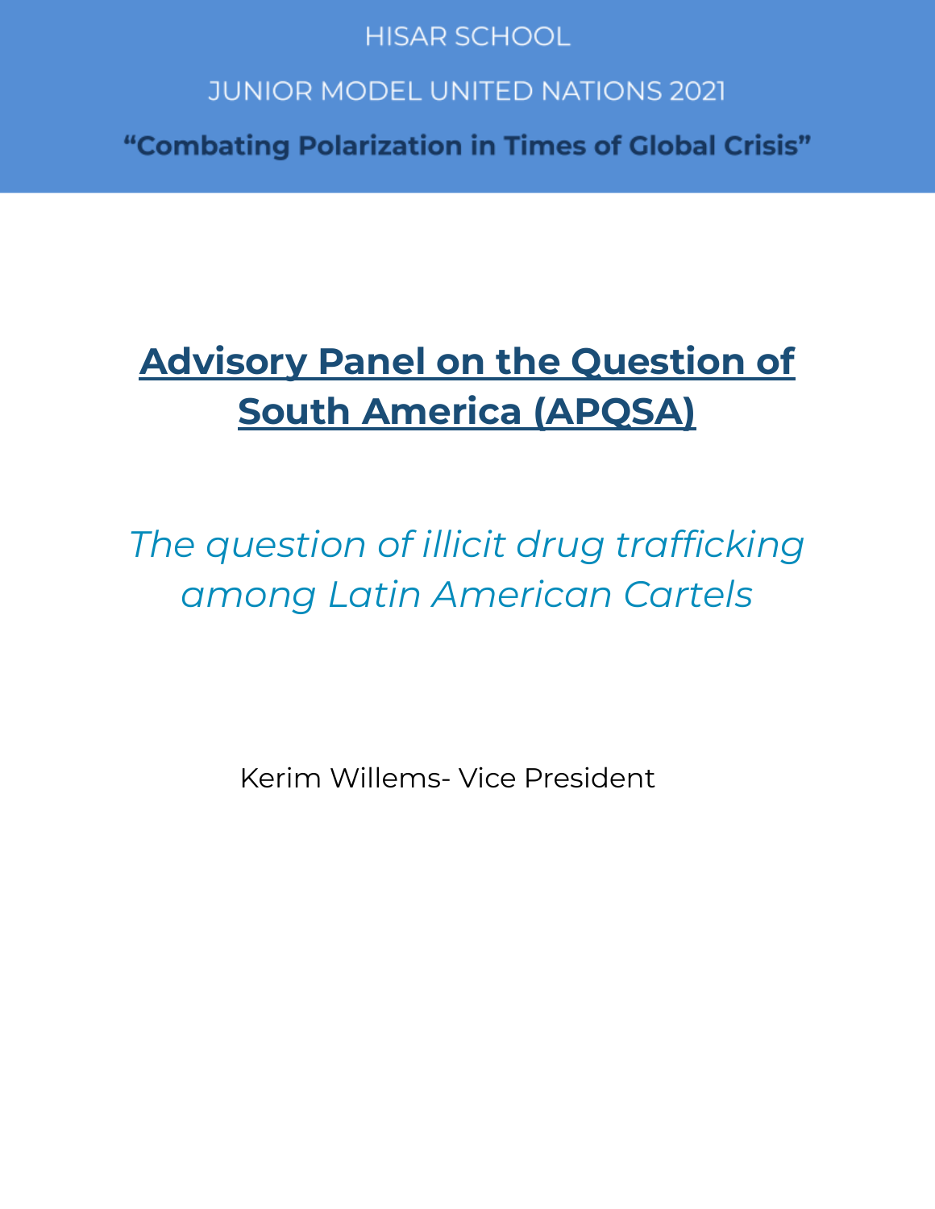HISAR SCHOOL

JUNIOR MODEL UNITED NATIONS 2021

**“Combating Polarization in Times of Global Crisis”**

# Advisory Panel on the Question of South America (APQSA)

*The question of illicit drug trafficking among Latin American Cartels*

Kerim Willems- Vice President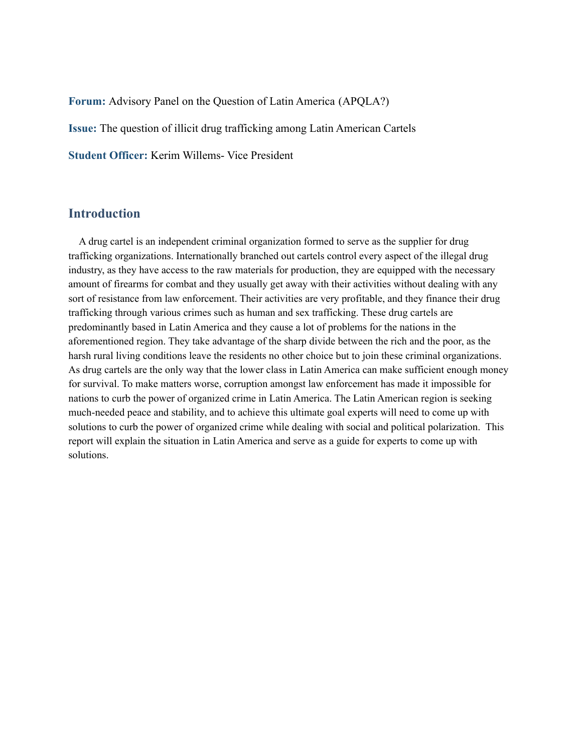**Forum:** Advisory Panel on the Question of Latin America (APQLA?)

**Issue:** The question of illicit drug trafficking among Latin American Cartels

**Student Officer:** Kerim Willems- Vice President

## Introduction

A drug cartel is an independent criminal organization formed to serve as the supplier for drug trafficking organizations. Internationally branched out cartels control every aspect of the illegal drug industry, as they have access to the raw materials for production, they are equipped with the necessary amount of firearms for combat and they usually get away with their activities without dealing with any sort of resistance from law enforcement. Their activities are very profitable, and they finance their drug trafficking through various crimes such as human and sex trafficking. These drug cartels are predominantly based in Latin America and they cause a lot of problems for the nations in the aforementioned region. They take advantage of the sharp divide between the rich and the poor, as the harsh rural living conditions leave the residents no other choice but to join these criminal organizations. As drug cartels are the only way that the lower class in Latin America can make sufficient enough money for survival. To make matters worse, corruption amongst law enforcement has made it impossible for nations to curb the power of organized crime in Latin America. The Latin American region is seeking much-needed peace and stability, and to achieve this ultimate goal experts will need to come up with solutions to curb the power of organized crime while dealing with social and political polarization. This report will explain the situation in Latin America and serve as a guide for experts to come up with solutions.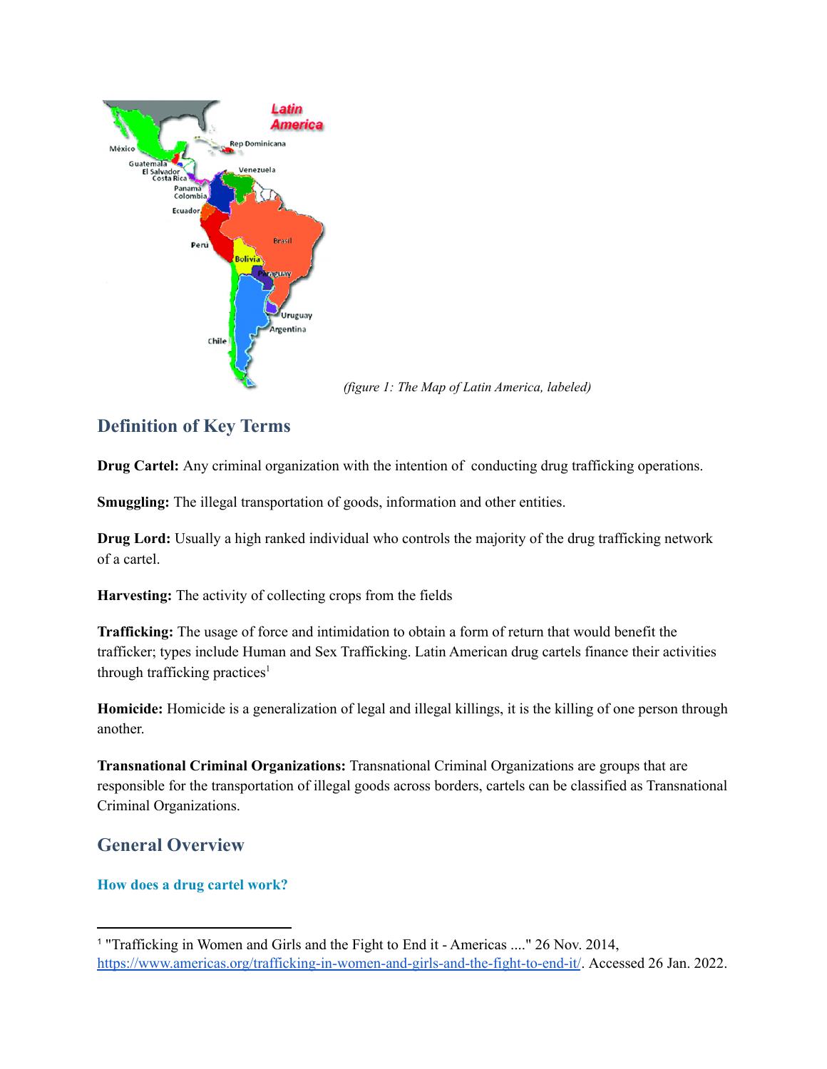(figure 1: The Map of Latin America, labeled)

## Definition of Key Terms

**Drug Cartel:** Any criminal organization with the intention of  conducting drug trafficking operations.

**Smuggling:** The illegal transportation of goods, information and other entities.

**Drug Lord:** Usually a high ranked individual who controls the majority of the drug trafficking network of a cartel.

**Harvesting:** The activity of collecting crops from the fields

**Trafficking:** The usage of force and intimidation to obtain a form of return that would benefit the trafficker; types include Human and Sex Trafficking. Latin American drug cartels finance their activities through trafficking practices[1]

**Homicide:** Homicide is a generalization of legal and illegal killings, it is the killing of one person through another.

**Transnational Criminal Organizations:** Transnational Criminal Organizations are groups that are responsible for the transportation of illegal goods across borders, cartels can be classified as Transnational Criminal Organizations.

## General Overview

### How does a drug cartel work?

---

[1] "Trafficking in Women and Girls and the Fight to End it - Americas ...." 26 Nov. 2014, https://www.americas.org/trafficking-in-women-and-girls-and-the-fight-to-end-it/. Accessed 26 Jan. 2022.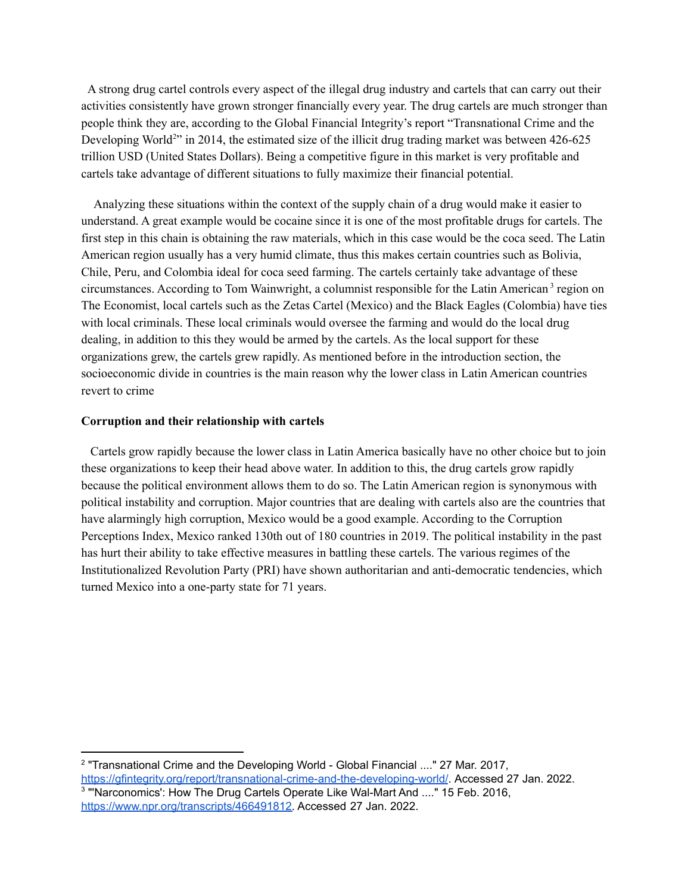A strong drug cartel controls every aspect of the illegal drug industry and cartels that can carry out their activities consistently have grown stronger financially every year. The drug cartels are much stronger than people think they are, according to the Global Financial Integrity's report "Transnational Crime and the Developing World[2]" in 2014, the estimated size of the illicit drug trading market was between 426-625 trillion USD (United States Dollars). Being a competitive figure in this market is very profitable and cartels take advantage of different situations to fully maximize their financial potential.

Analyzing these situations within the context of the supply chain of a drug would make it easier to understand. A great example would be cocaine since it is one of the most profitable drugs for cartels. The first step in this chain is obtaining the raw materials, which in this case would be the coca seed. The Latin American region usually has a very humid climate, thus this makes certain countries such as Bolivia, Chile, Peru, and Colombia ideal for coca seed farming. The cartels certainly take advantage of these circumstances. According to Tom Wainwright, a columnist responsible for the Latin American[3] region on The Economist, local cartels such as the Zetas Cartel (Mexico) and the Black Eagles (Colombia) have ties with local criminals. These local criminals would oversee the farming and would do the local drug dealing, in addition to this they would be armed by the cartels. As the local support for these organizations grew, the cartels grew rapidly. As mentioned before in the introduction section, the socioeconomic divide in countries is the main reason why the lower class in Latin American countries revert to crime

**Corruption and their relationship with cartels**

Cartels grow rapidly because the lower class in Latin America basically have no other choice but to join these organizations to keep their head above water. In addition to this, the drug cartels grow rapidly because the political environment allows them to do so. The Latin American region is synonymous with political instability and corruption. Major countries that are dealing with cartels also are the countries that have alarmingly high corruption, Mexico would be a good example. According to the Corruption Perceptions Index, Mexico ranked 130th out of 180 countries in 2019. The political instability in the past has hurt their ability to take effective measures in battling these cartels. The various regimes of the Institutionalized Revolution Party (PRI) have shown authoritarian and anti-democratic tendencies, which turned Mexico into a one-party state for 71 years.

---

[2] "Transnational Crime and the Developing World - Global Financial ...." 27 Mar. 2017, https://gfintegrity.org/report/transnational-crime-and-the-developing-world/. Accessed 27 Jan. 2022.

[3] "'Narconomics': How The Drug Cartels Operate Like Wal-Mart And ...." 15 Feb. 2016, https://www.npr.org/transcripts/466491812. Accessed 27 Jan. 2022.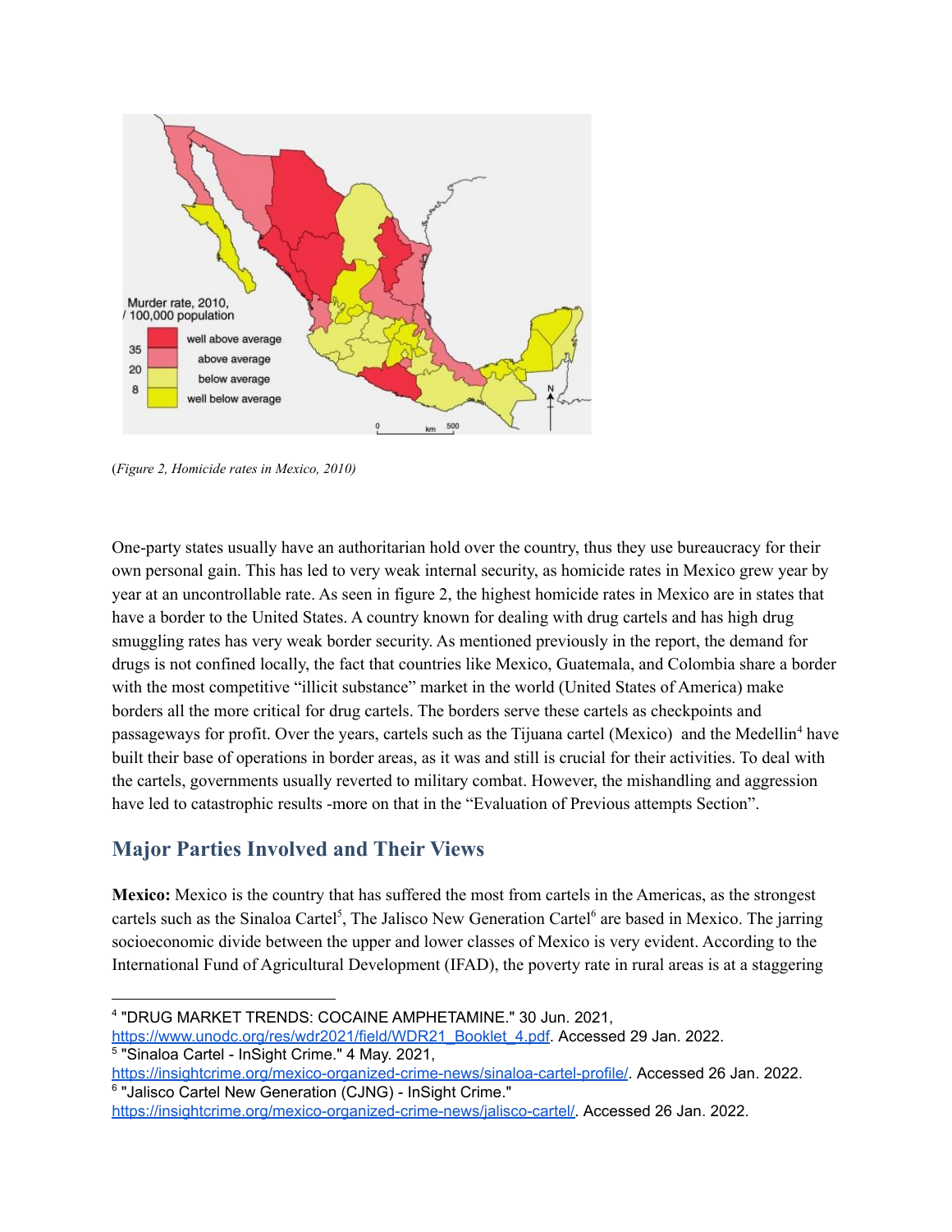(*Figure 2, Homicide rates in Mexico, 2010)*

One-party states usually have an authoritarian hold over the country, thus they use bureaucracy for their own personal gain. This has led to very weak internal security, as homicide rates in Mexico grew year by year at an uncontrollable rate. As seen in figure 2, the highest homicide rates in Mexico are in states that have a border to the United States. A country known for dealing with drug cartels and has high drug smuggling rates has very weak border security. As mentioned previously in the report, the demand for drugs is not confined locally, the fact that countries like Mexico, Guatemala, and Colombia share a border with the most competitive "illicit substance" market in the world (United States of America) make borders all the more critical for drug cartels. The borders serve these cartels as checkpoints and passageways for profit. Over the years, cartels such as the Tijuana cartel (Mexico) and the Medellin[4] have built their base of operations in border areas, as it was and still is crucial for their activities. To deal with the cartels, governments usually reverted to military combat. However, the mishandling and aggression have led to catastrophic results -more on that in the "Evaluation of Previous attempts Section".

## Major Parties Involved and Their Views

**Mexico:** Mexico is the country that has suffered the most from cartels in the Americas, as the strongest cartels such as the Sinaloa Cartel[5], The Jalisco New Generation Cartel[6] are based in Mexico. The jarring socioeconomic divide between the upper and lower classes of Mexico is very evident. According to the International Fund of Agricultural Development (IFAD), the poverty rate in rural areas is at a staggering

---

[4] "DRUG MARKET TRENDS: COCAINE AMPHETAMINE." 30 Jun. 2021, https://www.unodc.org/res/wdr2021/field/WDR21_Booklet_4.pdf. Accessed 29 Jan. 2022.

[5] "Sinaloa Cartel - InSight Crime." 4 May. 2021, https://insightcrime.org/mexico-organized-crime-news/sinaloa-cartel-profile/. Accessed 26 Jan. 2022.

[6] "Jalisco Cartel New Generation (CJNG) - InSight Crime." https://insightcrime.org/mexico-organized-crime-news/jalisco-cartel/. Accessed 26 Jan. 2022.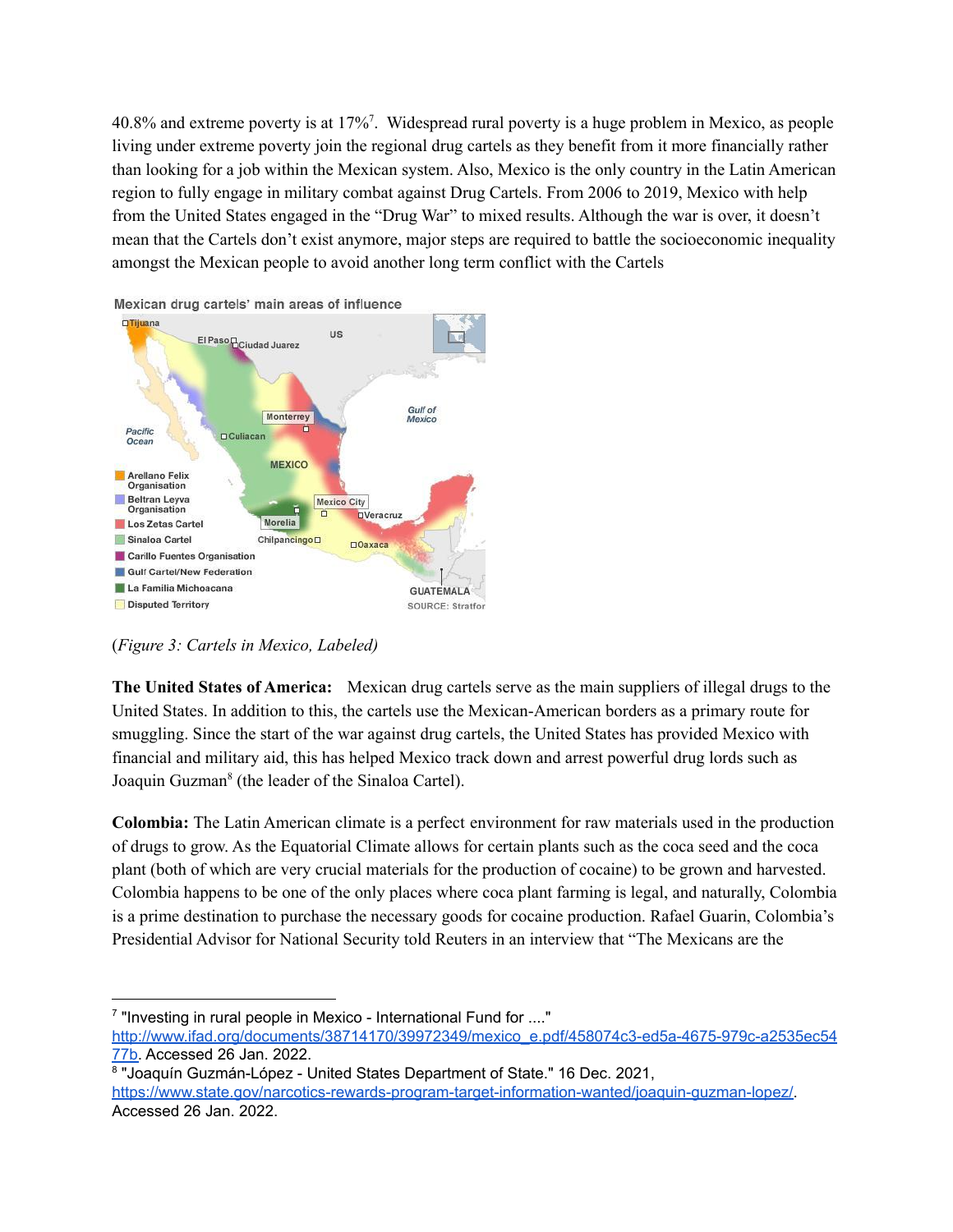40.8% and extreme poverty is at 17%[7]. Widespread rural poverty is a huge problem in Mexico, as people living under extreme poverty join the regional drug cartels as they benefit from it more financially rather than looking for a job within the Mexican system. Also, Mexico is the only country in the Latin American region to fully engage in military combat against Drug Cartels. From 2006 to 2019, Mexico with help from the United States engaged in the "Drug War" to mixed results. Although the war is over, it doesn't mean that the Cartels don't exist anymore, major steps are required to battle the socioeconomic inequality amongst the Mexican people to avoid another long term conflict with the Cartels

(*Figure 3: Cartels in Mexico, Labeled)*

**The United States of America:** Mexican drug cartels serve as the main suppliers of illegal drugs to the United States. In addition to this, the cartels use the Mexican-American borders as a primary route for smuggling. Since the start of the war against drug cartels, the United States has provided Mexico with financial and military aid, this has helped Mexico track down and arrest powerful drug lords such as Joaquin Guzman[8] (the leader of the Sinaloa Cartel).

**Colombia:** The Latin American climate is a perfect environment for raw materials used in the production of drugs to grow. As the Equatorial Climate allows for certain plants such as the coca seed and the coca plant (both of which are very crucial materials for the production of cocaine) to be grown and harvested. Colombia happens to be one of the only places where coca plant farming is legal, and naturally, Colombia is a prime destination to purchase the necessary goods for cocaine production. Rafael Guarin, Colombia's Presidential Advisor for National Security told Reuters in an interview that "The Mexicans are the

---

[7] "Investing in rural people in Mexico - International Fund for ...." http://www.ifad.org/documents/38714170/39972349/mexico_e.pdf/458074c3-ed5a-4675-979c-a2535ec5477b. Accessed 26 Jan. 2022.

[8] "Joaquín Guzmán-López - United States Department of State." 16 Dec. 2021, https://www.state.gov/narcotics-rewards-program-target-information-wanted/joaquin-guzman-lopez/. Accessed 26 Jan. 2022.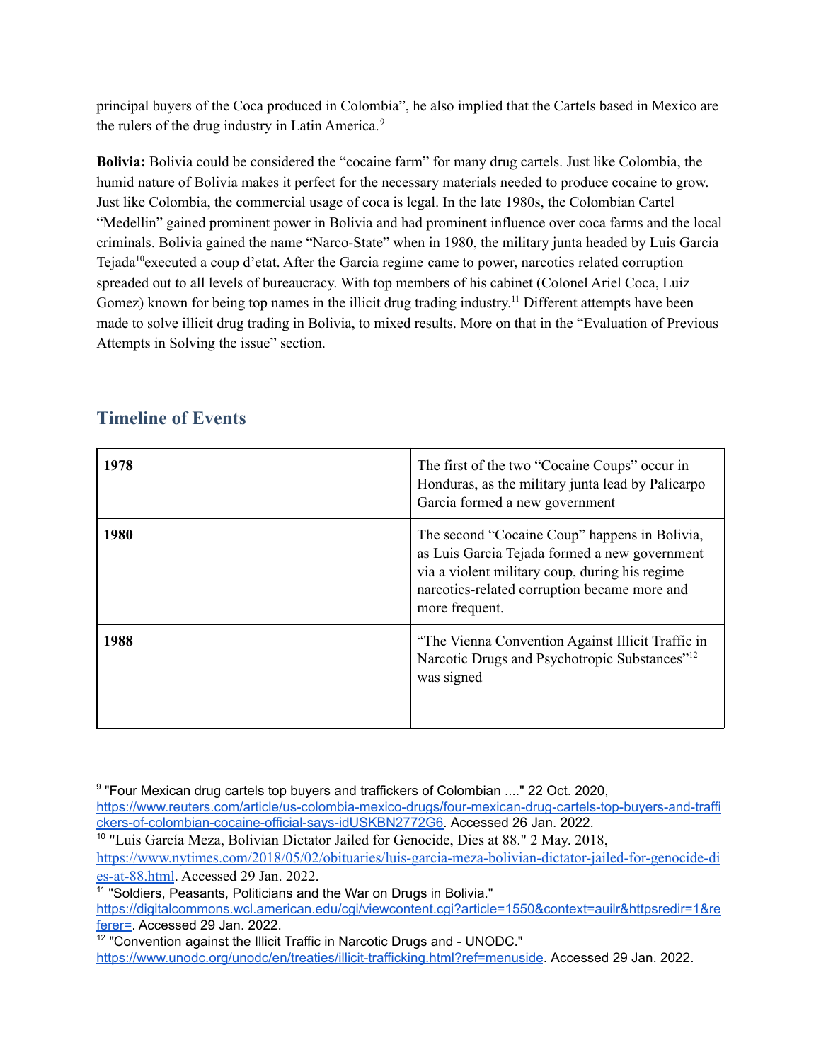principal buyers of the Coca produced in Colombia", he also implied that the Cartels based in Mexico are the rulers of the drug industry in Latin America.[9]

**Bolivia:** Bolivia could be considered the "cocaine farm" for many drug cartels. Just like Colombia, the humid nature of Bolivia makes it perfect for the necessary materials needed to produce cocaine to grow. Just like Colombia, the commercial usage of coca is legal. In the late 1980s, the Colombian Cartel "Medellin" gained prominent power in Bolivia and had prominent influence over coca farms and the local criminals. Bolivia gained the name "Narco-State" when in 1980, the military junta headed by Luis Garcia Tejada[10]executed a coup d'etat. After the Garcia regime came to power, narcotics related corruption spreaded out to all levels of bureaucracy. With top members of his cabinet (Colonel Ariel Coca, Luiz Gomez) known for being top names in the illicit drug trading industry.[11] Different attempts have been made to solve illicit drug trading in Bolivia, to mixed results. More on that in the "Evaluation of Previous Attempts in Solving the issue" section.

## Timeline of Events

| | |
|---|---|
| **1978** | The first of the two "Cocaine Coups" occur in Honduras, as the military junta lead by Palicarpo Garcia formed a new government |
| **1980** | The second "Cocaine Coup" happens in Bolivia, as Luis Garcia Tejada formed a new government via a violent military coup, during his regime narcotics-related corruption became more and more frequent. |
| **1988** | "The Vienna Convention Against Illicit Traffic in Narcotic Drugs and Psychotropic Substances"[12] was signed |

[9] "Four Mexican drug cartels top buyers and traffickers of Colombian ...." 22 Oct. 2020, https://www.reuters.com/article/us-colombia-mexico-drugs/four-mexican-drug-cartels-top-buyers-and-traffickers-of-colombian-cocaine-official-says-idUSKBN2772G6. Accessed 26 Jan. 2022.

[10] "Luis García Meza, Bolivian Dictator Jailed for Genocide, Dies at 88." 2 May. 2018, https://www.nytimes.com/2018/05/02/obituaries/luis-garcia-meza-bolivian-dictator-jailed-for-genocide-dies-at-88.html. Accessed 29 Jan. 2022.

[11] "Soldiers, Peasants, Politicians and the War on Drugs in Bolivia." https://digitalcommons.wcl.american.edu/cgi/viewcontent.cgi?article=1550&context=auilr&httpsredir=1&referer=. Accessed 29 Jan. 2022.

[12] "Convention against the Illicit Traffic in Narcotic Drugs and - UNODC." https://www.unodc.org/unodc/en/treaties/illicit-trafficking.html?ref=menuside. Accessed 29 Jan. 2022.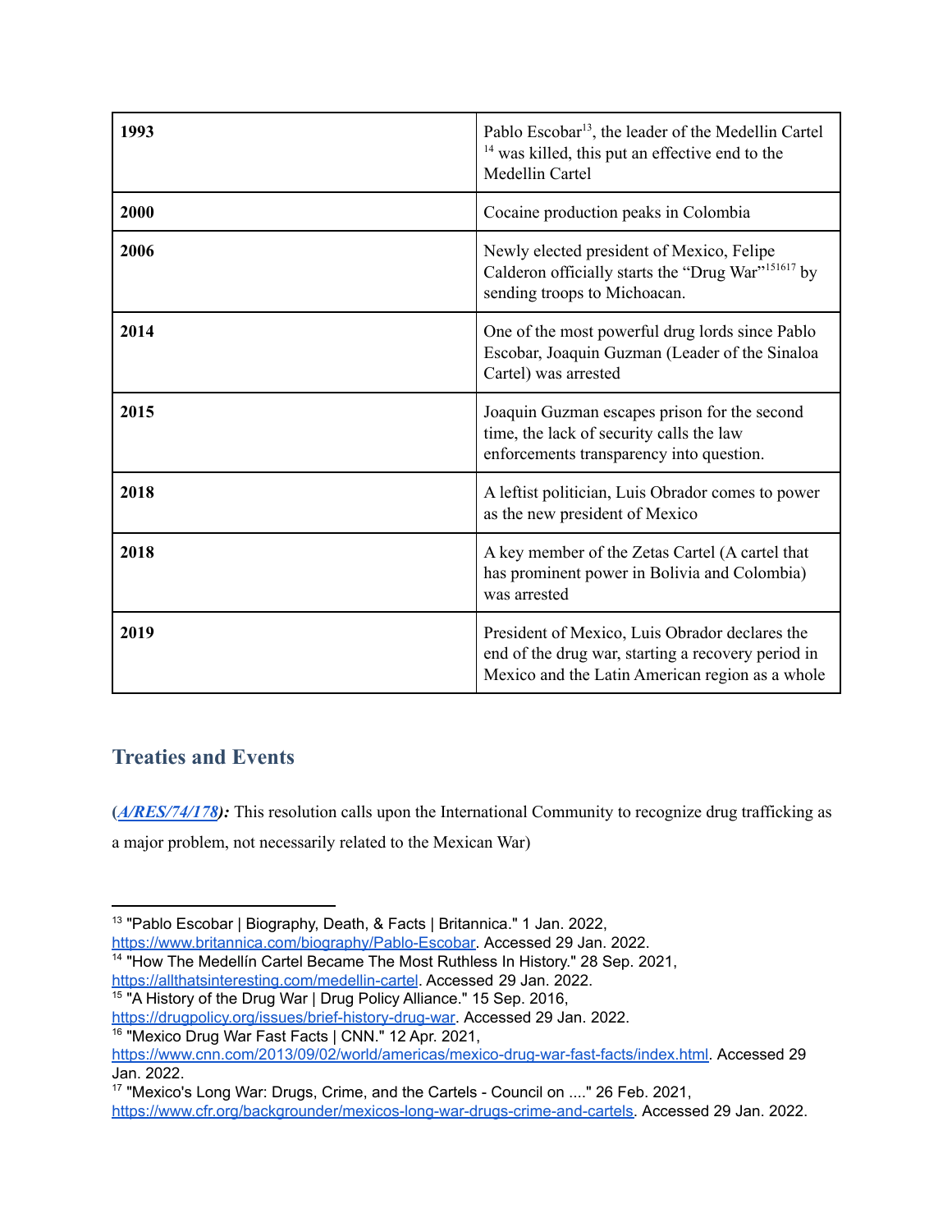| | |
|---|---|
| **1993** | Pablo Escobar[13], the leader of the Medellin Cartel [14] was killed, this put an effective end to the Medellin Cartel |
| **2000** | Cocaine production peaks in Colombia |
| **2006** | Newly elected president of Mexico, Felipe Calderon officially starts the "Drug War"[15][16][17] by sending troops to Michoacan. |
| **2014** | One of the most powerful drug lords since Pablo Escobar, Joaquin Guzman (Leader of the Sinaloa Cartel) was arrested |
| **2015** | Joaquin Guzman escapes prison for the second time, the lack of security calls the law enforcements transparency into question. |
| **2018** | A leftist politician, Luis Obrador comes to power as the new president of Mexico |
| **2018** | A key member of the Zetas Cartel (A cartel that has prominent power in Bolivia and Colombia) was arrested |
| **2019** | President of Mexico, Luis Obrador declares the end of the drug war, starting a recovery period in Mexico and the Latin American region as a whole |

## Treaties and Events

**(*A/RES/74/178*):** This resolution calls upon the International Community to recognize drug trafficking as a major problem, not necessarily related to the Mexican War)

---

[13] "Pablo Escobar | Biography, Death, & Facts | Britannica." 1 Jan. 2022, https://www.britannica.com/biography/Pablo-Escobar. Accessed 29 Jan. 2022.

[14] "How The Medellín Cartel Became The Most Ruthless In History." 28 Sep. 2021, https://allthatsinteresting.com/medellin-cartel. Accessed 29 Jan. 2022.

[15] "A History of the Drug War | Drug Policy Alliance." 15 Sep. 2016, https://drugpolicy.org/issues/brief-history-drug-war. Accessed 29 Jan. 2022.

[16] "Mexico Drug War Fast Facts | CNN." 12 Apr. 2021, https://www.cnn.com/2013/09/02/world/americas/mexico-drug-war-fast-facts/index.html. Accessed 29 Jan. 2022.

[17] "Mexico's Long War: Drugs, Crime, and the Cartels - Council on ...." 26 Feb. 2021, https://www.cfr.org/backgrounder/mexicos-long-war-drugs-crime-and-cartels. Accessed 29 Jan. 2022.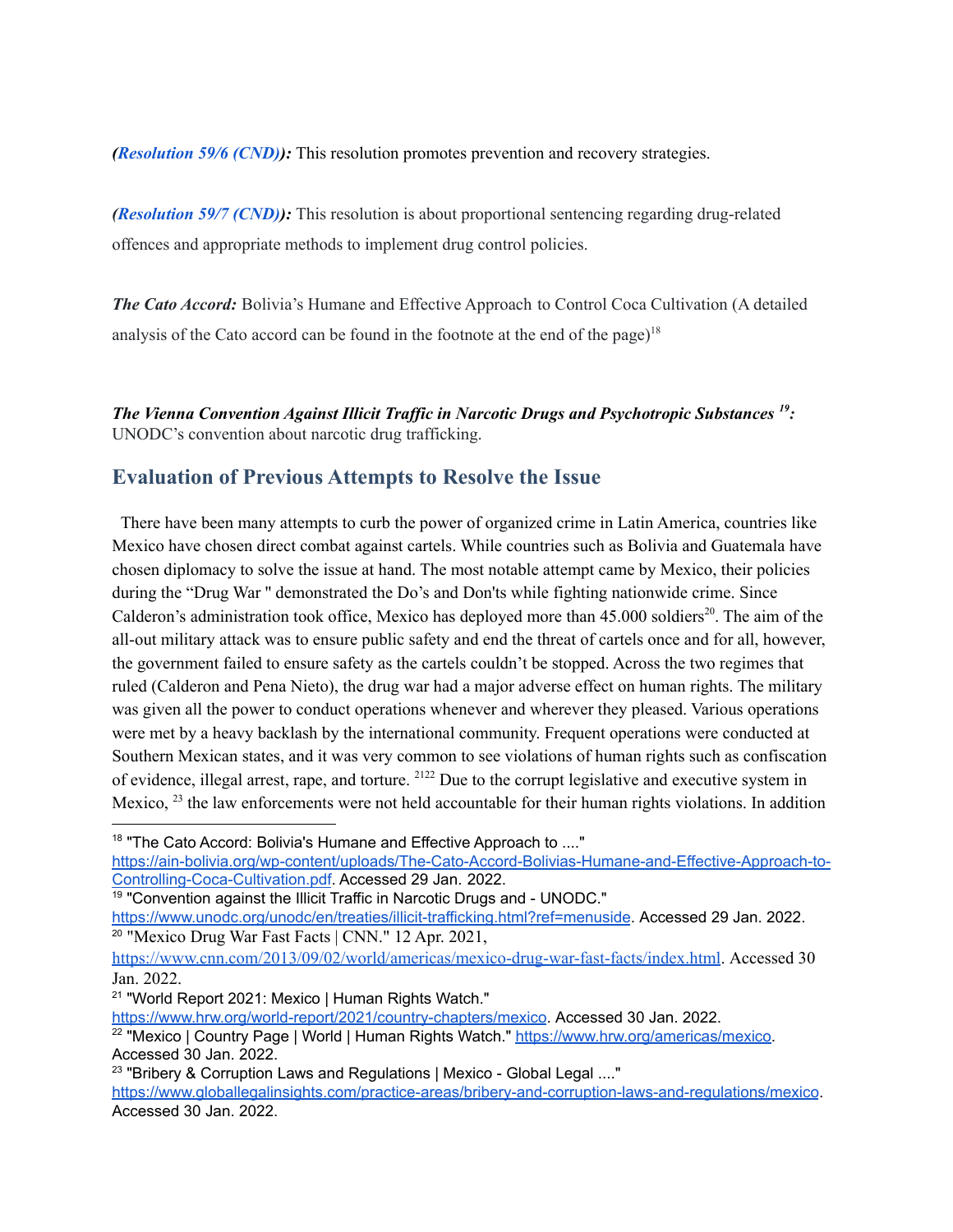***(Resolution 59/6 (CND)):*** This resolution promotes prevention and recovery strategies.

***(Resolution 59/7 (CND)):*** This resolution is about proportional sentencing regarding drug-related offences and appropriate methods to implement drug control policies.

***The Cato Accord:*** Bolivia's Humane and Effective Approach to Control Coca Cultivation (A detailed analysis of the Cato accord can be found in the footnote at the end of the page)[18]

***The Vienna Convention Against Illicit Traffic in Narcotic Drugs and Psychotropic Substances [19]:*** UNODC's convention about narcotic drug trafficking.

## Evaluation of Previous Attempts to Resolve the Issue

There have been many attempts to curb the power of organized crime in Latin America, countries like Mexico have chosen direct combat against cartels. While countries such as Bolivia and Guatemala have chosen diplomacy to solve the issue at hand. The most notable attempt came by Mexico, their policies during the "Drug War " demonstrated the Do's and Don'ts while fighting nationwide crime. Since Calderon's administration took office, Mexico has deployed more than 45.000 soldiers[20]. The aim of the all-out military attack was to ensure public safety and end the threat of cartels once and for all, however, the government failed to ensure safety as the cartels couldn't be stopped. Across the two regimes that ruled (Calderon and Pena Nieto), the drug war had a major adverse effect on human rights. The military was given all the power to conduct operations whenever and wherever they pleased. Various operations were met by a heavy backlash by the international community. Frequent operations were conducted at Southern Mexican states, and it was very common to see violations of human rights such as confiscation of evidence, illegal arrest, rape, and torture. [21][22] Due to the corrupt legislative and executive system in Mexico, [23] the law enforcements were not held accountable for their human rights violations. In addition

---

[18] "The Cato Accord: Bolivia's Humane and Effective Approach to ...." https://ain-bolivia.org/wp-content/uploads/The-Cato-Accord-Bolivias-Humane-and-Effective-Approach-to-Controlling-Coca-Cultivation.pdf. Accessed 29 Jan. 2022.

[19] "Convention against the Illicit Traffic in Narcotic Drugs and - UNODC." https://www.unodc.org/unodc/en/treaties/illicit-trafficking.html?ref=menuside. Accessed 29 Jan. 2022.

[20] "Mexico Drug War Fast Facts | CNN." 12 Apr. 2021, https://www.cnn.com/2013/09/02/world/americas/mexico-drug-war-fast-facts/index.html. Accessed 30 Jan. 2022.

[21] "World Report 2021: Mexico | Human Rights Watch." https://www.hrw.org/world-report/2021/country-chapters/mexico. Accessed 30 Jan. 2022.

[22] "Mexico | Country Page | World | Human Rights Watch." https://www.hrw.org/americas/mexico. Accessed 30 Jan. 2022.

[23] "Bribery & Corruption Laws and Regulations | Mexico - Global Legal ...." https://www.globallegalinsights.com/practice-areas/bribery-and-corruption-laws-and-regulations/mexico. Accessed 30 Jan. 2022.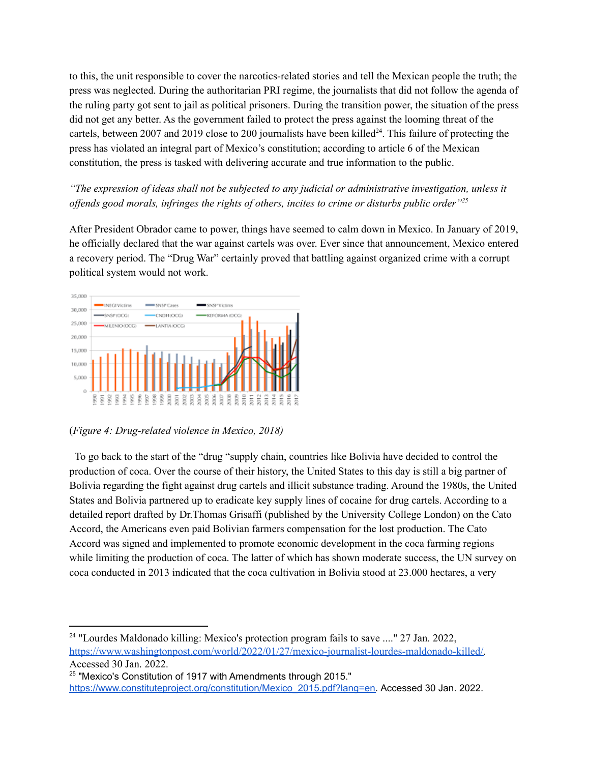to this, the unit responsible to cover the narcotics-related stories and tell the Mexican people the truth; the press was neglected. During the authoritarian PRI regime, the journalists that did not follow the agenda of the ruling party got sent to jail as political prisoners. During the transition power, the situation of the press did not get any better. As the government failed to protect the press against the looming threat of the cartels, between 2007 and 2019 close to 200 journalists have been killed[24]. This failure of protecting the press has violated an integral part of Mexico's constitution; according to article 6 of the Mexican constitution, the press is tasked with delivering accurate and true information to the public.

*"The expression of ideas shall not be subjected to any judicial or administrative investigation, unless it offends good morals, infringes the rights of others, incites to crime or disturbs public order"*[25]

After President Obrador came to power, things have seemed to calm down in Mexico. In January of 2019, he officially declared that the war against cartels was over. Ever since that announcement, Mexico entered a recovery period. The "Drug War" certainly proved that battling against organized crime with a corrupt political system would not work.

(*Figure 4: Drug-related violence in Mexico, 2018*)

To go back to the start of the "drug "supply chain, countries like Bolivia have decided to control the production of coca. Over the course of their history, the United States to this day is still a big partner of Bolivia regarding the fight against drug cartels and illicit substance trading. Around the 1980s, the United States and Bolivia partnered up to eradicate key supply lines of cocaine for drug cartels. According to a detailed report drafted by Dr.Thomas Grisaffi (published by the University College London) on the Cato Accord, the Americans even paid Bolivian farmers compensation for the lost production. The Cato Accord was signed and implemented to promote economic development in the coca farming regions while limiting the production of coca. The latter of which has shown moderate success, the UN survey on coca conducted in 2013 indicated that the coca cultivation in Bolivia stood at 23.000 hectares, a very

---

[24] "Lourdes Maldonado killing: Mexico's protection program fails to save ...." 27 Jan. 2022, https://www.washingtonpost.com/world/2022/01/27/mexico-journalist-lourdes-maldonado-killed/. Accessed 30 Jan. 2022.

[25] "Mexico's Constitution of 1917 with Amendments through 2015." https://www.constituteproject.org/constitution/Mexico_2015.pdf?lang=en. Accessed 30 Jan. 2022.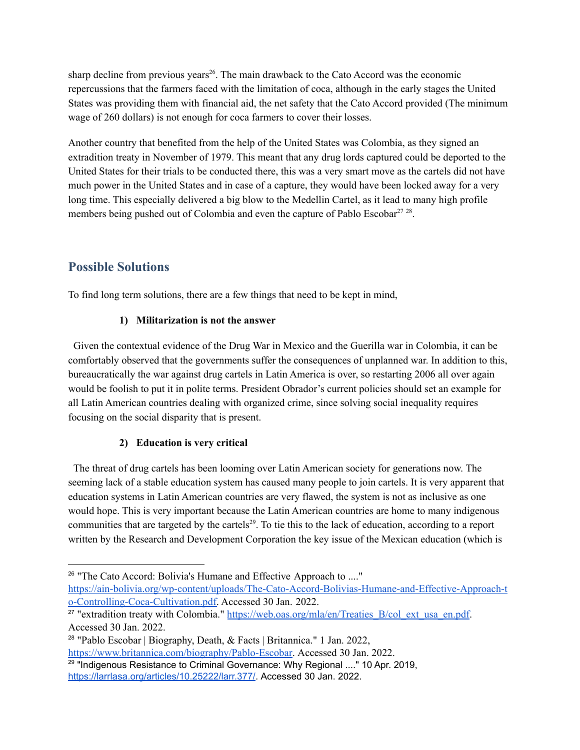sharp decline from previous years[26]. The main drawback to the Cato Accord was the economic repercussions that the farmers faced with the limitation of coca, although in the early stages the United States was providing them with financial aid, the net safety that the Cato Accord provided (The minimum wage of 260 dollars) is not enough for coca farmers to cover their losses.

Another country that benefited from the help of the United States was Colombia, as they signed an extradition treaty in November of 1979. This meant that any drug lords captured could be deported to the United States for their trials to be conducted there, this was a very smart move as the cartels did not have much power in the United States and in case of a capture, they would have been locked away for a very long time. This especially delivered a big blow to the Medellin Cartel, as it lead to many high profile members being pushed out of Colombia and even the capture of Pablo Escobar[27] [28].

## Possible Solutions

To find long term solutions, there are a few things that need to be kept in mind,

**1) Militarization is not the answer**

Given the contextual evidence of the Drug War in Mexico and the Guerilla war in Colombia, it can be comfortably observed that the governments suffer the consequences of unplanned war. In addition to this, bureaucratically the war against drug cartels in Latin America is over, so restarting 2006 all over again would be foolish to put it in polite terms. President Obrador's current policies should set an example for all Latin American countries dealing with organized crime, since solving social inequality requires focusing on the social disparity that is present.

**2) Education is very critical**

The threat of drug cartels has been looming over Latin American society for generations now. The seeming lack of a stable education system has caused many people to join cartels. It is very apparent that education systems in Latin American countries are very flawed, the system is not as inclusive as one would hope. This is very important because the Latin American countries are home to many indigenous communities that are targeted by the cartels[29]. To tie this to the lack of education, according to a report written by the Research and Development Corporation the key issue of the Mexican education (which is

---

[26] "The Cato Accord: Bolivia's Humane and Effective Approach to ...." https://ain-bolivia.org/wp-content/uploads/The-Cato-Accord-Bolivias-Humane-and-Effective-Approach-to-Controlling-Coca-Cultivation.pdf. Accessed 30 Jan. 2022.

[27] "extradition treaty with Colombia." https://web.oas.org/mla/en/Treaties_B/col_ext_usa_en.pdf. Accessed 30 Jan. 2022.

[28] "Pablo Escobar | Biography, Death, & Facts | Britannica." 1 Jan. 2022, https://www.britannica.com/biography/Pablo-Escobar. Accessed 30 Jan. 2022.

[29] "Indigenous Resistance to Criminal Governance: Why Regional ...." 10 Apr. 2019, https://larrlasa.org/articles/10.25222/larr.377/. Accessed 30 Jan. 2022.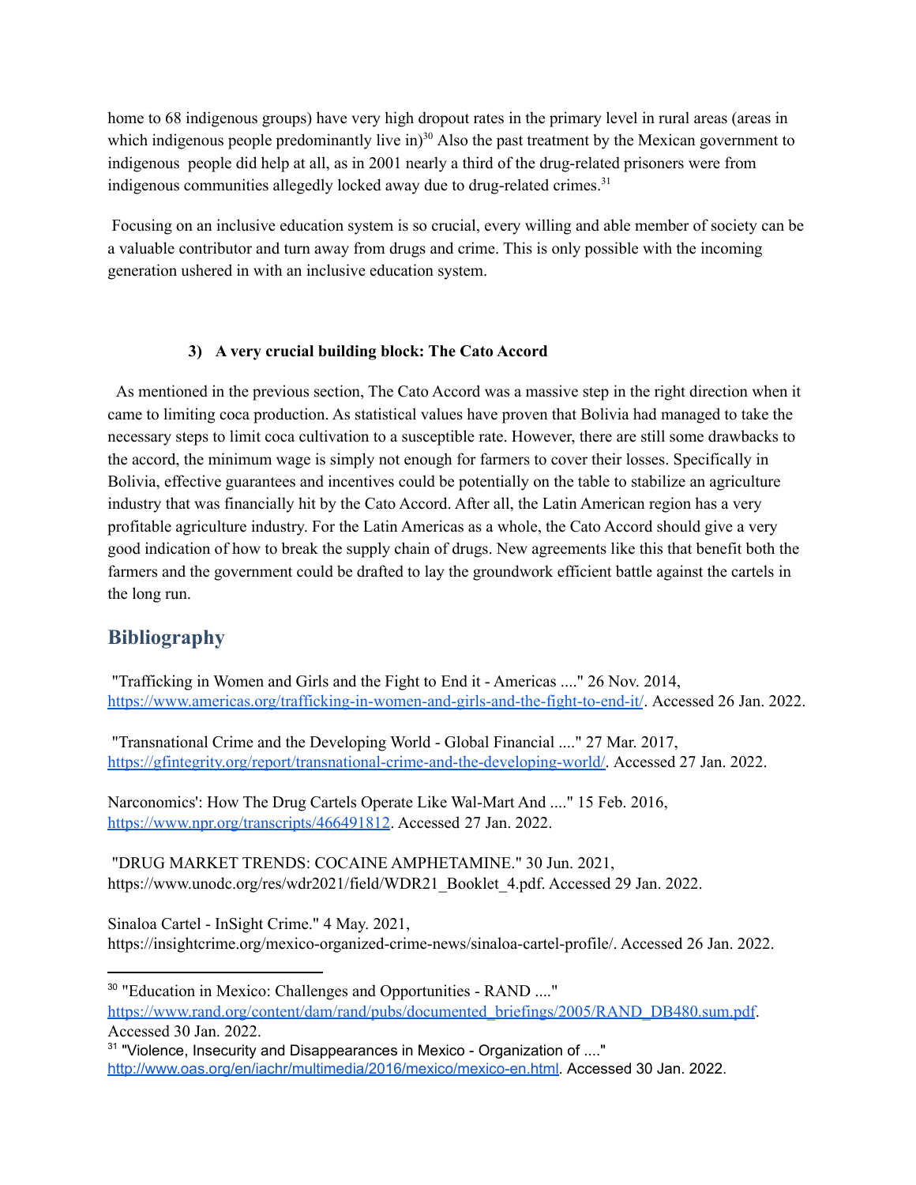home to 68 indigenous groups) have very high dropout rates in the primary level in rural areas (areas in which indigenous people predominantly live in)[30] Also the past treatment by the Mexican government to indigenous people did help at all, as in 2001 nearly a third of the drug-related prisoners were from indigenous communities allegedly locked away due to drug-related crimes.[31]

Focusing on an inclusive education system is so crucial, every willing and able member of society can be a valuable contributor and turn away from drugs and crime. This is only possible with the incoming generation ushered in with an inclusive education system.

### 3) A very crucial building block: The Cato Accord

As mentioned in the previous section, The Cato Accord was a massive step in the right direction when it came to limiting coca production. As statistical values have proven that Bolivia had managed to take the necessary steps to limit coca cultivation to a susceptible rate. However, there are still some drawbacks to the accord, the minimum wage is simply not enough for farmers to cover their losses. Specifically in Bolivia, effective guarantees and incentives could be potentially on the table to stabilize an agriculture industry that was financially hit by the Cato Accord. After all, the Latin American region has a very profitable agriculture industry. For the Latin Americas as a whole, the Cato Accord should give a very good indication of how to break the supply chain of drugs. New agreements like this that benefit both the farmers and the government could be drafted to lay the groundwork efficient battle against the cartels in the long run.

## Bibliography

"Trafficking in Women and Girls and the Fight to End it - Americas ...." 26 Nov. 2014, https://www.americas.org/trafficking-in-women-and-girls-and-the-fight-to-end-it/. Accessed 26 Jan. 2022.

"Transnational Crime and the Developing World - Global Financial ...." 27 Mar. 2017, https://gfintegrity.org/report/transnational-crime-and-the-developing-world/. Accessed 27 Jan. 2022.

Narconomics': How The Drug Cartels Operate Like Wal-Mart And ...." 15 Feb. 2016, https://www.npr.org/transcripts/466491812. Accessed 27 Jan. 2022.

"DRUG MARKET TRENDS: COCAINE AMPHETAMINE." 30 Jun. 2021, https://www.unodc.org/res/wdr2021/field/WDR21_Booklet_4.pdf. Accessed 29 Jan. 2022.

Sinaloa Cartel - InSight Crime." 4 May. 2021, https://insightcrime.org/mexico-organized-crime-news/sinaloa-cartel-profile/. Accessed 26 Jan. 2022.

---

[30] "Education in Mexico: Challenges and Opportunities - RAND ...." https://www.rand.org/content/dam/rand/pubs/documented_briefings/2005/RAND_DB480.sum.pdf. Accessed 30 Jan. 2022.

[31] "Violence, Insecurity and Disappearances in Mexico - Organization of ...." http://www.oas.org/en/iachr/multimedia/2016/mexico/mexico-en.html. Accessed 30 Jan. 2022.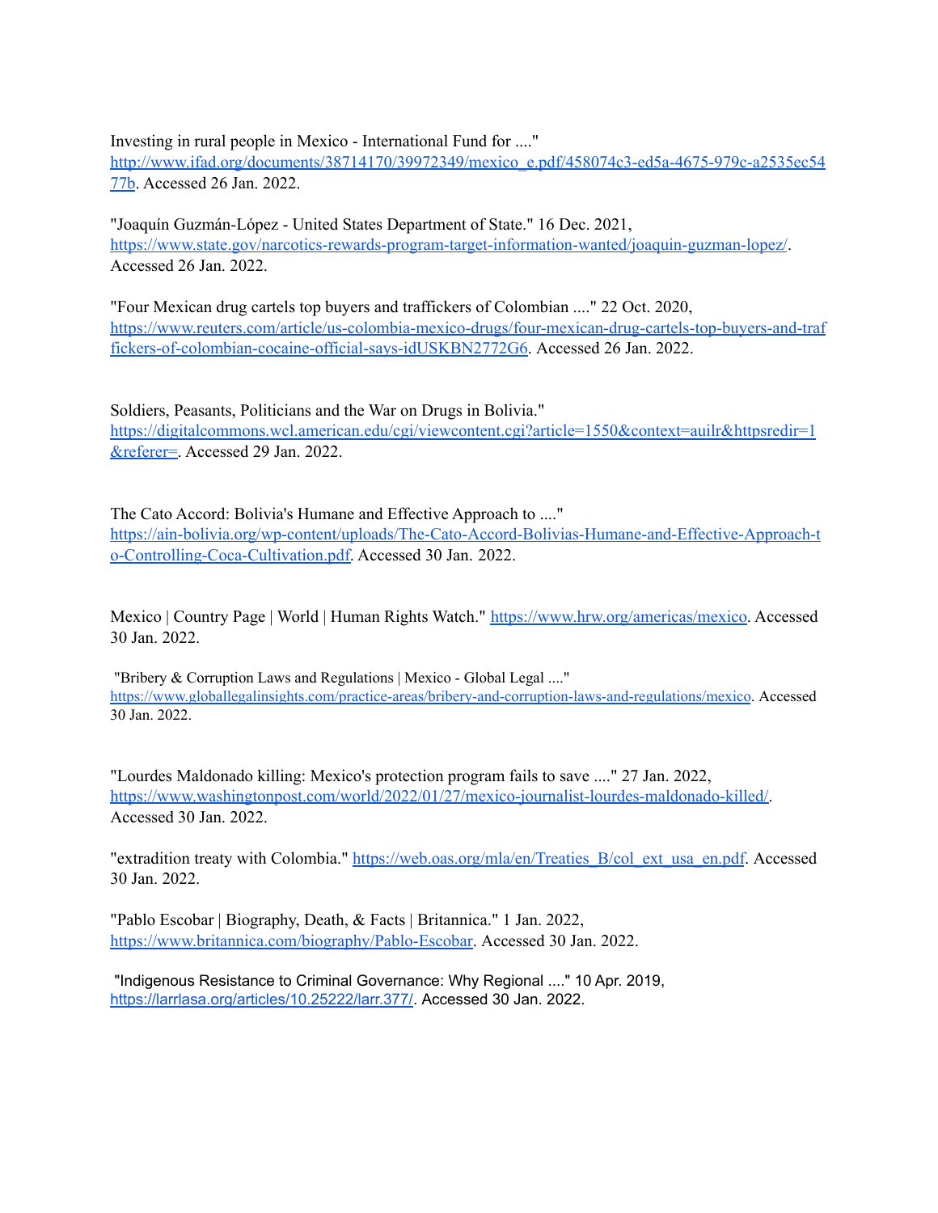Investing in rural people in Mexico - International Fund for ...." http://www.ifad.org/documents/38714170/39972349/mexico_e.pdf/458074c3-ed5a-4675-979c-a2535ec5477b. Accessed 26 Jan. 2022.

"Joaquín Guzmán-López - United States Department of State." 16 Dec. 2021, https://www.state.gov/narcotics-rewards-program-target-information-wanted/joaquin-guzman-lopez/. Accessed 26 Jan. 2022.

"Four Mexican drug cartels top buyers and traffickers of Colombian ...." 22 Oct. 2020, https://www.reuters.com/article/us-colombia-mexico-drugs/four-mexican-drug-cartels-top-buyers-and-traffickers-of-colombian-cocaine-official-says-idUSKBN2772G6. Accessed 26 Jan. 2022.

Soldiers, Peasants, Politicians and the War on Drugs in Bolivia." https://digitalcommons.wcl.american.edu/cgi/viewcontent.cgi?article=1550&context=auilr&httpsredir=1&referer=. Accessed 29 Jan. 2022.

The Cato Accord: Bolivia's Humane and Effective Approach to ...." https://ain-bolivia.org/wp-content/uploads/The-Cato-Accord-Bolivias-Humane-and-Effective-Approach-to-Controlling-Coca-Cultivation.pdf. Accessed 30 Jan. 2022.

Mexico | Country Page | World | Human Rights Watch." https://www.hrw.org/americas/mexico. Accessed 30 Jan. 2022.

"Bribery & Corruption Laws and Regulations | Mexico - Global Legal ...." https://www.globallegalinsights.com/practice-areas/bribery-and-corruption-laws-and-regulations/mexico. Accessed 30 Jan. 2022.

"Lourdes Maldonado killing: Mexico's protection program fails to save ...." 27 Jan. 2022, https://www.washingtonpost.com/world/2022/01/27/mexico-journalist-lourdes-maldonado-killed/. Accessed 30 Jan. 2022.

"extradition treaty with Colombia." https://web.oas.org/mla/en/Treaties_B/col_ext_usa_en.pdf. Accessed 30 Jan. 2022.

"Pablo Escobar | Biography, Death, & Facts | Britannica." 1 Jan. 2022, https://www.britannica.com/biography/Pablo-Escobar. Accessed 30 Jan. 2022.

"Indigenous Resistance to Criminal Governance: Why Regional ...." 10 Apr. 2019, https://larrlasa.org/articles/10.25222/larr.377/. Accessed 30 Jan. 2022.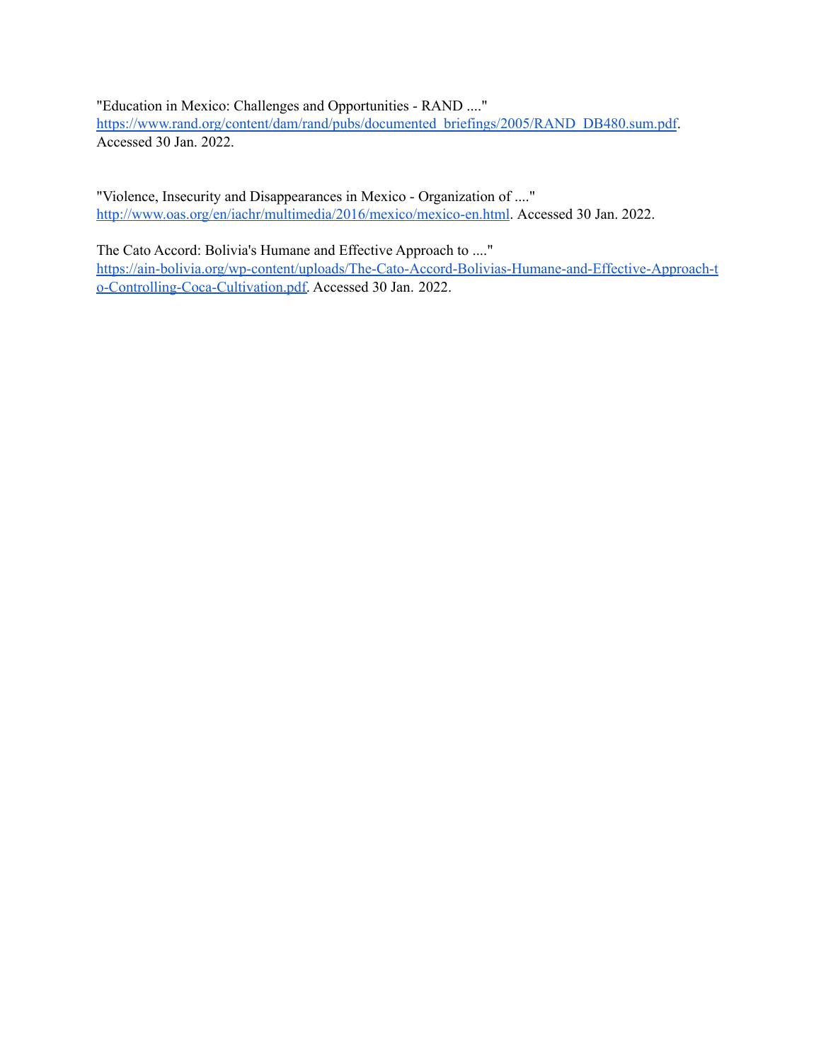"Education in Mexico: Challenges and Opportunities - RAND ...." [https://www.rand.org/content/dam/rand/pubs/documented_briefings/2005/RAND_DB480.sum.pdf](https://www.rand.org/content/dam/rand/pubs/documented_briefings/2005/RAND_DB480.sum.pdf). Accessed 30 Jan. 2022.

"Violence, Insecurity and Disappearances in Mexico - Organization of ...." [http://www.oas.org/en/iachr/multimedia/2016/mexico/mexico-en.html](http://www.oas.org/en/iachr/multimedia/2016/mexico/mexico-en.html). Accessed 30 Jan. 2022.

The Cato Accord: Bolivia's Humane and Effective Approach to ...." [https://ain-bolivia.org/wp-content/uploads/The-Cato-Accord-Bolivias-Humane-and-Effective-Approach-to-Controlling-Coca-Cultivation.pdf](https://ain-bolivia.org/wp-content/uploads/The-Cato-Accord-Bolivias-Humane-and-Effective-Approach-to-Controlling-Coca-Cultivation.pdf). Accessed 30 Jan. 2022.